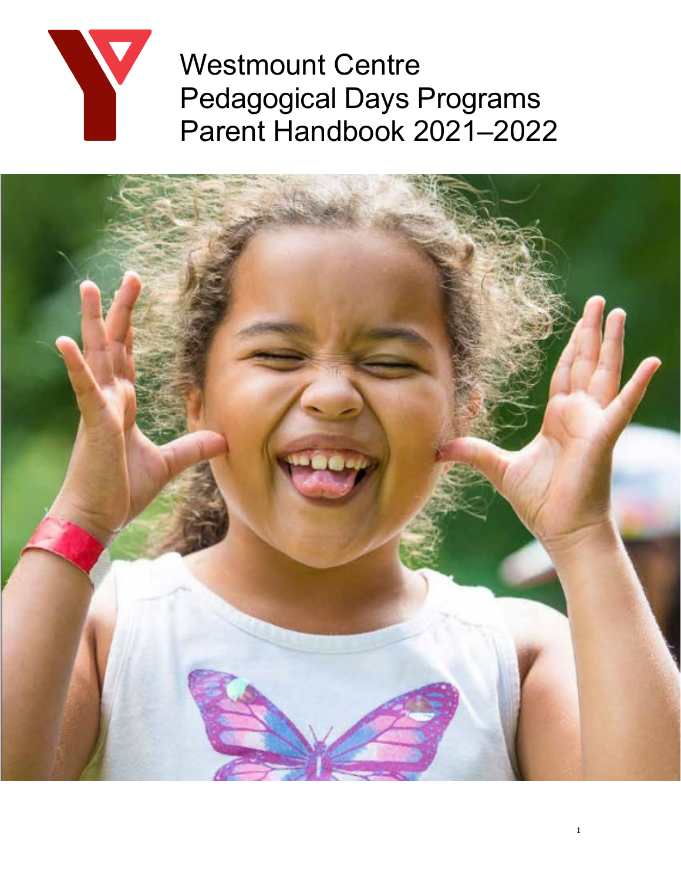# Westmount Centre Pedagogical Days Programs Parent Handbook 2021–2022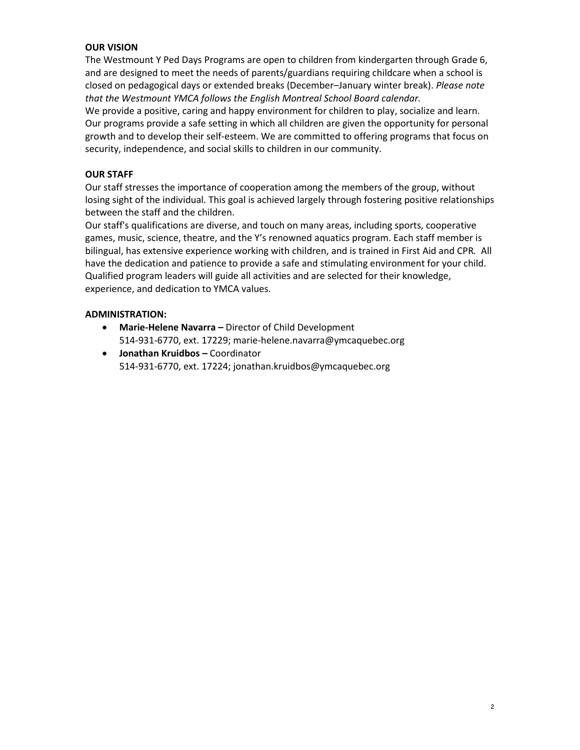**OUR VISION**

The Westmount Y Ped Days Programs are open to children from kindergarten through Grade 6, and are designed to meet the needs of parents/guardians requiring childcare when a school is closed on pedagogical days or extended breaks (December–January winter break). *Please note that the Westmount YMCA follows the English Montreal School Board calendar.*

We provide a positive, caring and happy environment for children to play, socialize and learn. Our programs provide a safe setting in which all children are given the opportunity for personal growth and to develop their self-esteem. We are committed to offering programs that focus on security, independence, and social skills to children in our community.

**OUR STAFF**

Our staff stresses the importance of cooperation among the members of the group, without losing sight of the individual. This goal is achieved largely through fostering positive relationships between the staff and the children.

Our staff's qualifications are diverse, and touch on many areas, including sports, cooperative games, music, science, theatre, and the Y's renowned aquatics program. Each staff member is bilingual, has extensive experience working with children, and is trained in First Aid and CPR. All have the dedication and patience to provide a safe and stimulating environment for your child. Qualified program leaders will guide all activities and are selected for their knowledge, experience, and dedication to YMCA values.

**ADMINISTRATION:**

- **Marie-Helene Navarra –** Director of Child Development
  514-931-6770, ext. 17229; marie-helene.navarra@ymcaquebec.org
- **Jonathan Kruidbos –** Coordinator
  514-931-6770, ext. 17224; jonathan.kruidbos@ymcaquebec.org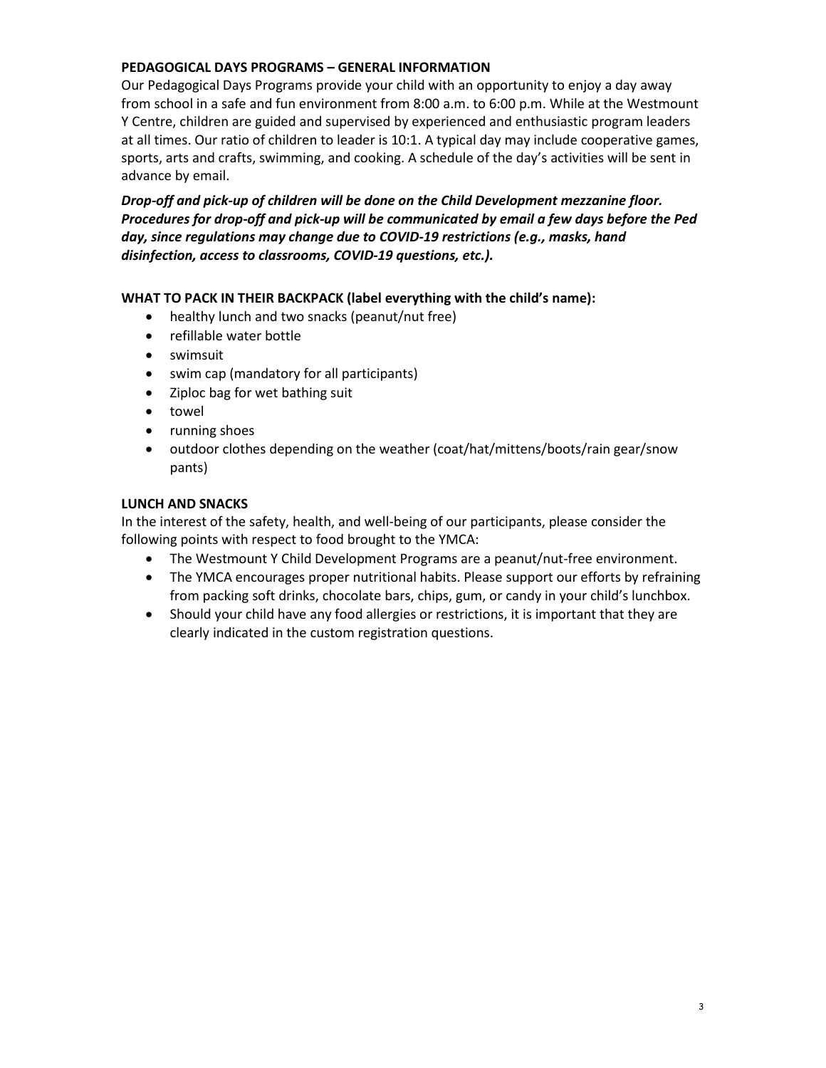**PEDAGOGICAL DAYS PROGRAMS – GENERAL INFORMATION**

Our Pedagogical Days Programs provide your child with an opportunity to enjoy a day away from school in a safe and fun environment from 8:00 a.m. to 6:00 p.m. While at the Westmount Y Centre, children are guided and supervised by experienced and enthusiastic program leaders at all times. Our ratio of children to leader is 10:1. A typical day may include cooperative games, sports, arts and crafts, swimming, and cooking. A schedule of the day's activities will be sent in advance by email.

***Drop-off and pick-up of children will be done on the Child Development mezzanine floor. Procedures for drop-off and pick-up will be communicated by email a few days before the Ped day, since regulations may change due to COVID-19 restrictions (e.g., masks, hand disinfection, access to classrooms, COVID-19 questions, etc.).***

**WHAT TO PACK IN THEIR BACKPACK (label everything with the child's name):**

- healthy lunch and two snacks (peanut/nut free)
- refillable water bottle
- swimsuit
- swim cap (mandatory for all participants)
- Ziploc bag for wet bathing suit
- towel
- running shoes
- outdoor clothes depending on the weather (coat/hat/mittens/boots/rain gear/snow pants)

**LUNCH AND SNACKS**

In the interest of the safety, health, and well-being of our participants, please consider the following points with respect to food brought to the YMCA:

- The Westmount Y Child Development Programs are a peanut/nut-free environment.
- The YMCA encourages proper nutritional habits. Please support our efforts by refraining from packing soft drinks, chocolate bars, chips, gum, or candy in your child's lunchbox.
- Should your child have any food allergies or restrictions, it is important that they are clearly indicated in the custom registration questions.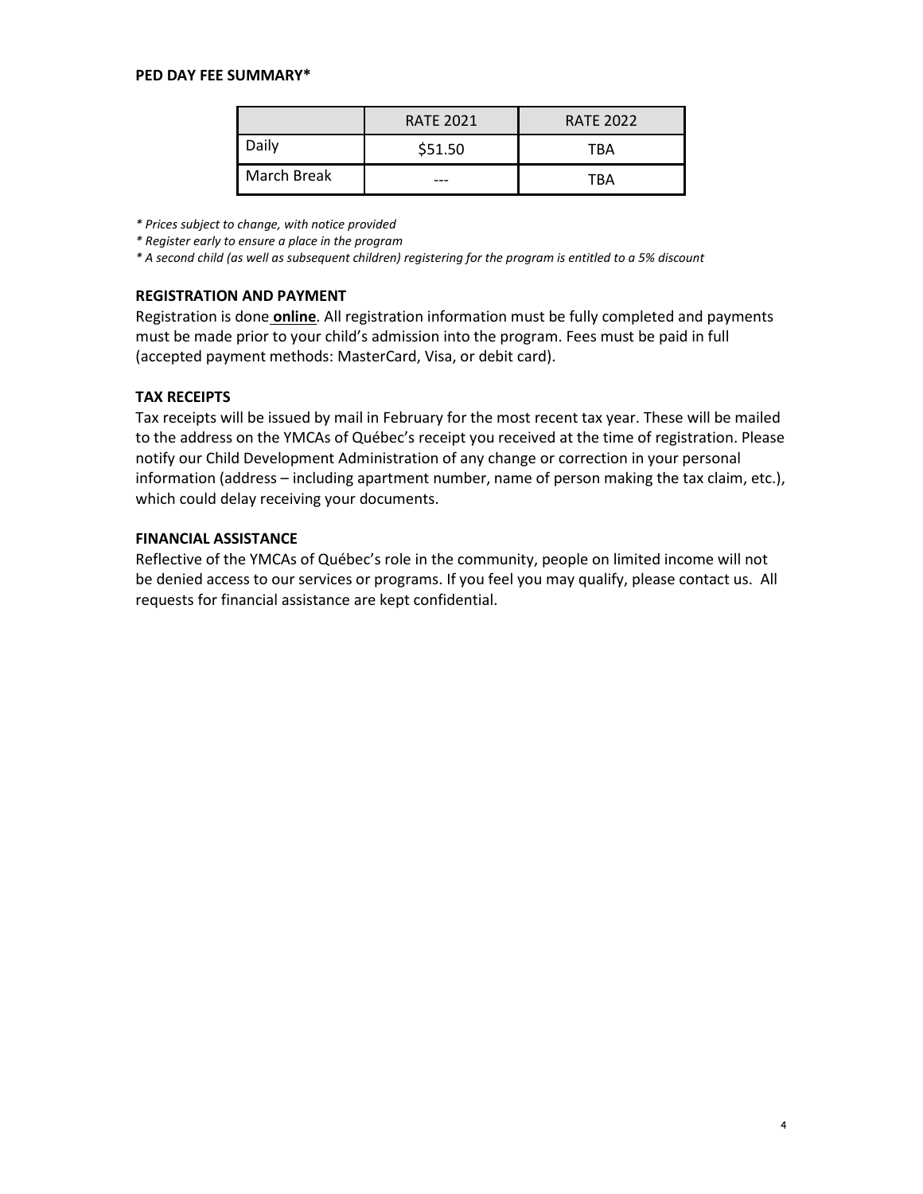**PED DAY FEE SUMMARY***

| | RATE 2021 | RATE 2022 |
|---|---|---|
| Daily | $51.50 | TBA |
| March Break | --- | TBA |

*\* Prices subject to change, with notice provided*

*\* Register early to ensure a place in the program*

*\* A second child (as well as subsequent children) registering for the program is entitled to a 5% discount*

**REGISTRATION AND PAYMENT**

Registration is done **online**. All registration information must be fully completed and payments must be made prior to your child's admission into the program. Fees must be paid in full (accepted payment methods: MasterCard, Visa, or debit card).

**TAX RECEIPTS**

Tax receipts will be issued by mail in February for the most recent tax year. These will be mailed to the address on the YMCAs of Québec's receipt you received at the time of registration. Please notify our Child Development Administration of any change or correction in your personal information (address – including apartment number, name of person making the tax claim, etc.), which could delay receiving your documents.

**FINANCIAL ASSISTANCE**

Reflective of the YMCAs of Québec's role in the community, people on limited income will not be denied access to our services or programs. If you feel you may qualify, please contact us. All requests for financial assistance are kept confidential.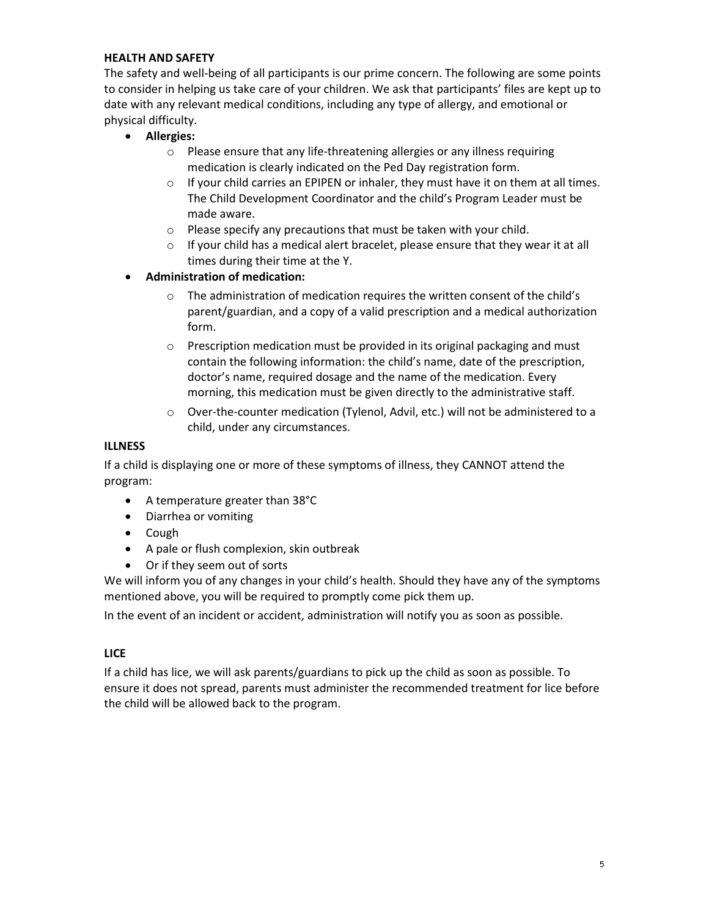## HEALTH AND SAFETY

The safety and well-being of all participants is our prime concern. The following are some points to consider in helping us take care of your children. We ask that participants' files are kept up to date with any relevant medical conditions, including any type of allergy, and emotional or physical difficulty.

- **Allergies:**
  - Please ensure that any life-threatening allergies or any illness requiring medication is clearly indicated on the Ped Day registration form.
  - If your child carries an EPIPEN or inhaler, they must have it on them at all times. The Child Development Coordinator and the child's Program Leader must be made aware.
  - Please specify any precautions that must be taken with your child.
  - If your child has a medical alert bracelet, please ensure that they wear it at all times during their time at the Y.
- **Administration of medication:**
  - The administration of medication requires the written consent of the child's parent/guardian, and a copy of a valid prescription and a medical authorization form.
  - Prescription medication must be provided in its original packaging and must contain the following information: the child's name, date of the prescription, doctor's name, required dosage and the name of the medication. Every morning, this medication must be given directly to the administrative staff.
  - Over-the-counter medication (Tylenol, Advil, etc.) will not be administered to a child, under any circumstances.

## ILLNESS

If a child is displaying one or more of these symptoms of illness, they CANNOT attend the program:

- A temperature greater than 38°C
- Diarrhea or vomiting
- Cough
- A pale or flush complexion, skin outbreak
- Or if they seem out of sorts

We will inform you of any changes in your child's health. Should they have any of the symptoms mentioned above, you will be required to promptly come pick them up.

In the event of an incident or accident, administration will notify you as soon as possible.

## LICE

If a child has lice, we will ask parents/guardians to pick up the child as soon as possible. To ensure it does not spread, parents must administer the recommended treatment for lice before the child will be allowed back to the program.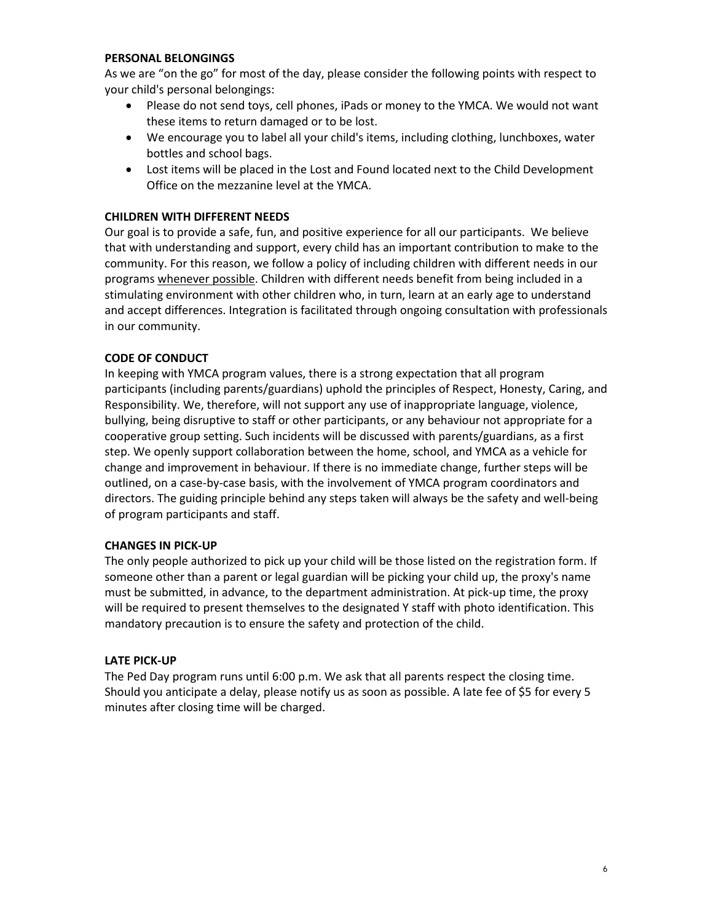**PERSONAL BELONGINGS**

As we are "on the go" for most of the day, please consider the following points with respect to your child's personal belongings:

- Please do not send toys, cell phones, iPads or money to the YMCA. We would not want these items to return damaged or to be lost.
- We encourage you to label all your child's items, including clothing, lunchboxes, water bottles and school bags.
- Lost items will be placed in the Lost and Found located next to the Child Development Office on the mezzanine level at the YMCA.

**CHILDREN WITH DIFFERENT NEEDS**

Our goal is to provide a safe, fun, and positive experience for all our participants. We believe that with understanding and support, every child has an important contribution to make to the community. For this reason, we follow a policy of including children with different needs in our programs whenever possible. Children with different needs benefit from being included in a stimulating environment with other children who, in turn, learn at an early age to understand and accept differences. Integration is facilitated through ongoing consultation with professionals in our community.

**CODE OF CONDUCT**

In keeping with YMCA program values, there is a strong expectation that all program participants (including parents/guardians) uphold the principles of Respect, Honesty, Caring, and Responsibility. We, therefore, will not support any use of inappropriate language, violence, bullying, being disruptive to staff or other participants, or any behaviour not appropriate for a cooperative group setting. Such incidents will be discussed with parents/guardians, as a first step. We openly support collaboration between the home, school, and YMCA as a vehicle for change and improvement in behaviour. If there is no immediate change, further steps will be outlined, on a case-by-case basis, with the involvement of YMCA program coordinators and directors. The guiding principle behind any steps taken will always be the safety and well-being of program participants and staff.

**CHANGES IN PICK-UP**

The only people authorized to pick up your child will be those listed on the registration form. If someone other than a parent or legal guardian will be picking your child up, the proxy's name must be submitted, in advance, to the department administration. At pick-up time, the proxy will be required to present themselves to the designated Y staff with photo identification. This mandatory precaution is to ensure the safety and protection of the child.

**LATE PICK-UP**

The Ped Day program runs until 6:00 p.m. We ask that all parents respect the closing time. Should you anticipate a delay, please notify us as soon as possible. A late fee of $5 for every 5 minutes after closing time will be charged.